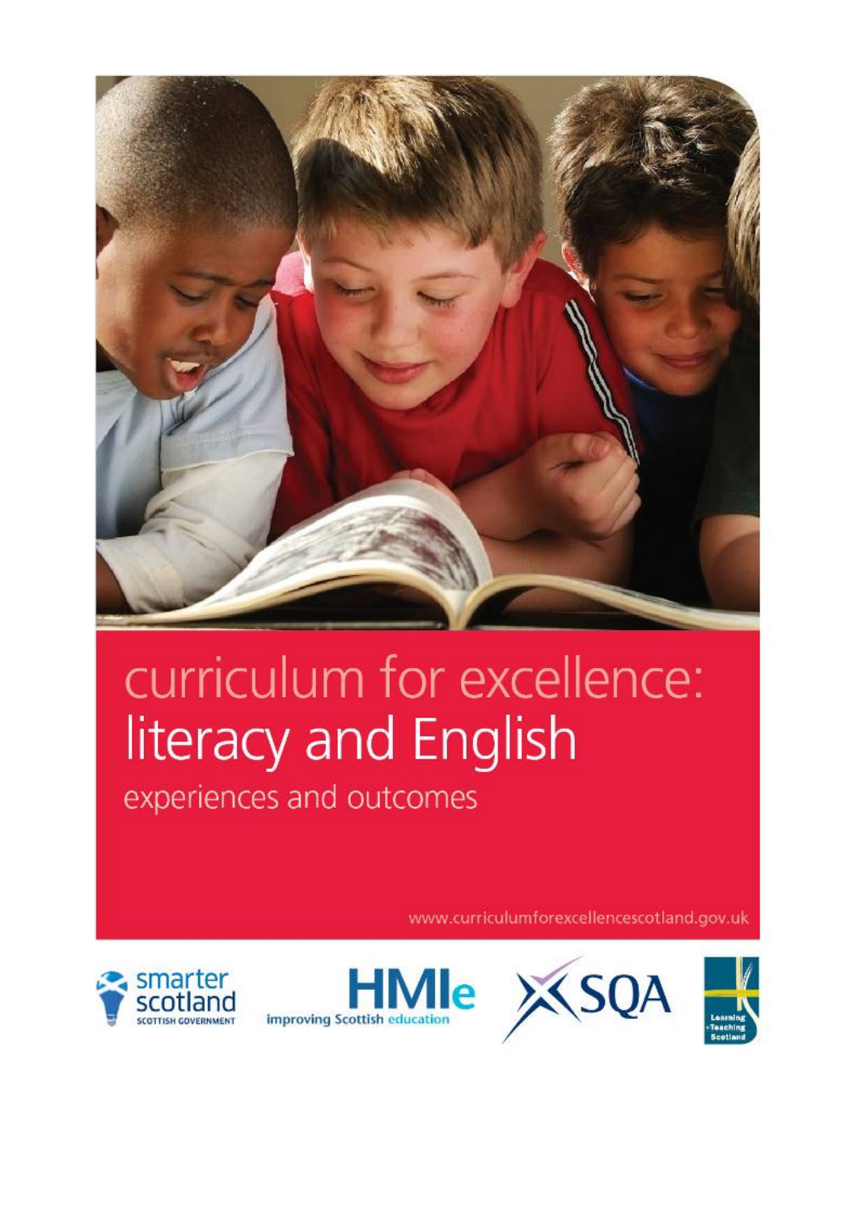# curriculum for excellence: literacy and English

experiences and outcomes

www.curriculumforexcellencescotland.gov.uk

smarter scotland SCOTTISH GOVERNMENT

HMIe improving Scottish education

SQA

Learning + Teaching Scotland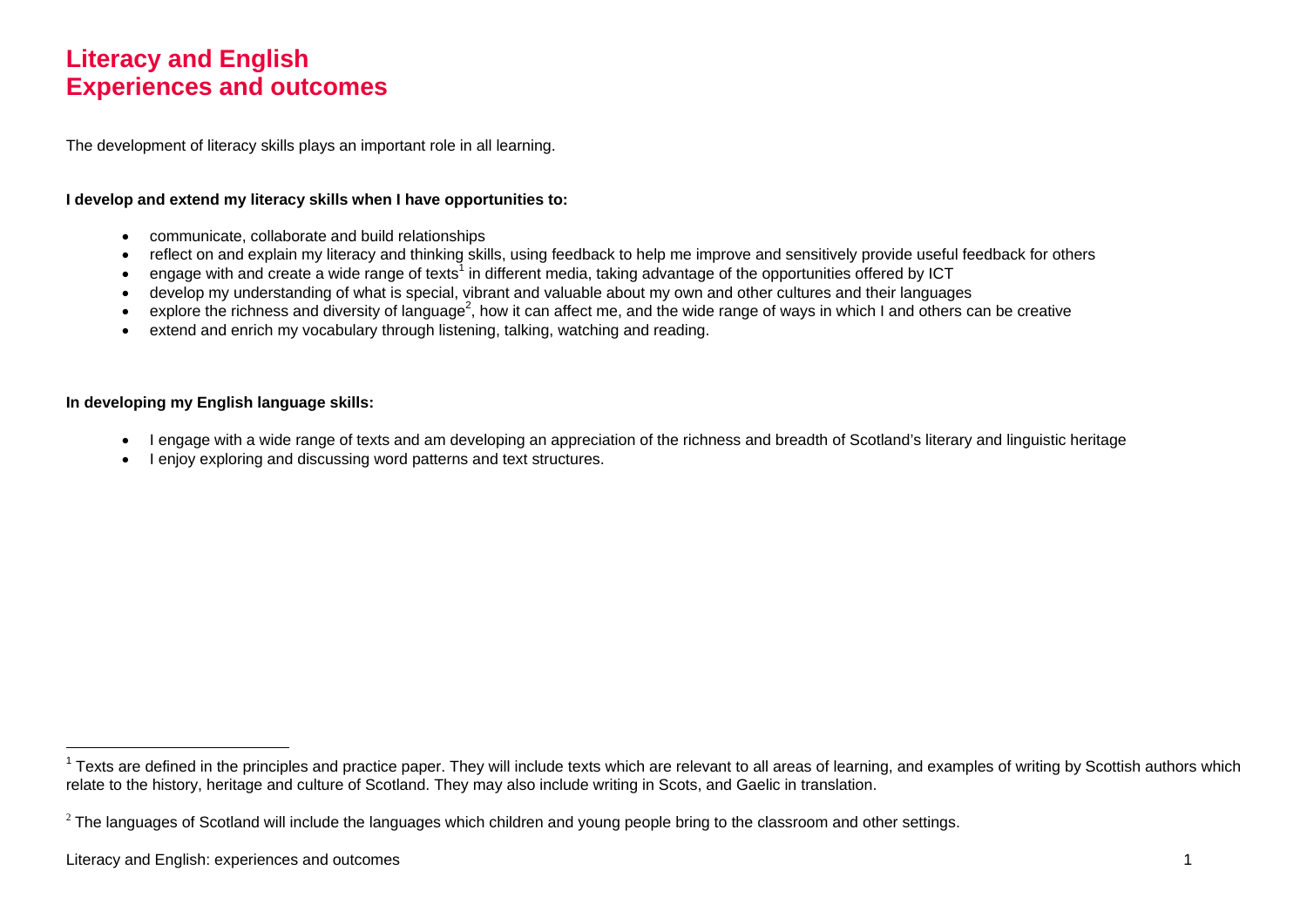# Literacy and English
# Experiences and outcomes

The development of literacy skills plays an important role in all learning.

**I develop and extend my literacy skills when I have opportunities to:**

- communicate, collaborate and build relationships
- reflect on and explain my literacy and thinking skills, using feedback to help me improve and sensitively provide useful feedback for others
- engage with and create a wide range of texts[1] in different media, taking advantage of the opportunities offered by ICT
- develop my understanding of what is special, vibrant and valuable about my own and other cultures and their languages
- explore the richness and diversity of language[2], how it can affect me, and the wide range of ways in which I and others can be creative
- extend and enrich my vocabulary through listening, talking, watching and reading.

**In developing my English language skills:**

- I engage with a wide range of texts and am developing an appreciation of the richness and breadth of Scotland's literary and linguistic heritage
- I enjoy exploring and discussing word patterns and text structures.

---

[1] Texts are defined in the principles and practice paper. They will include texts which are relevant to all areas of learning, and examples of writing by Scottish authors which relate to the history, heritage and culture of Scotland. They may also include writing in Scots, and Gaelic in translation.

[2] The languages of Scotland will include the languages which children and young people bring to the classroom and other settings.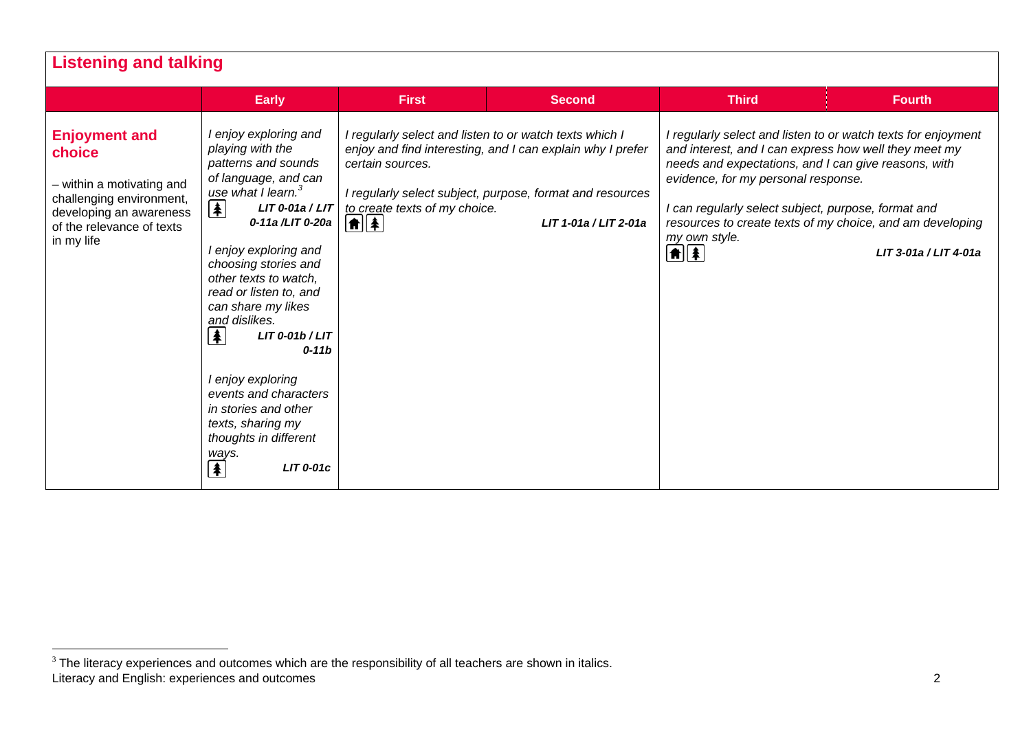## Listening and talking

| | Early | First | Second | Third | Fourth |
|---|---|---|---|---|---|
| **Enjoyment and choice**<br><br>– within a motivating and challenging environment, developing an awareness of the relevance of texts in my life | *I enjoy exploring and playing with the patterns and sounds of language, and can use what I learn.*[3]<br>***LIT 0-01a / LIT 0-11a /LIT 0-20a***<br><br>*I enjoy exploring and choosing stories and other texts to watch, read or listen to, and can share my likes and dislikes.*<br>***LIT 0-01b / LIT 0-11b***<br><br>*I enjoy exploring events and characters in stories and other texts, sharing my thoughts in different ways.*<br>***LIT 0-01c*** | *I regularly select and listen to or watch texts which I enjoy and find interesting, and I can explain why I prefer certain sources.*<br><br>*I regularly select subject, purpose, format and resources to create texts of my choice.*<br>***LIT 1-01a / LIT 2-01a*** | | *I regularly select and listen to or watch texts for enjoyment and interest, and I can express how well they meet my needs and expectations, and I can give reasons, with evidence, for my personal response.*<br><br>*I can regularly select subject, purpose, format and resources to create texts of my choice, and am developing my own style.*<br>***LIT 3-01a / LIT 4-01a*** | |

[3] The literacy experiences and outcomes which are the responsibility of all teachers are shown in italics.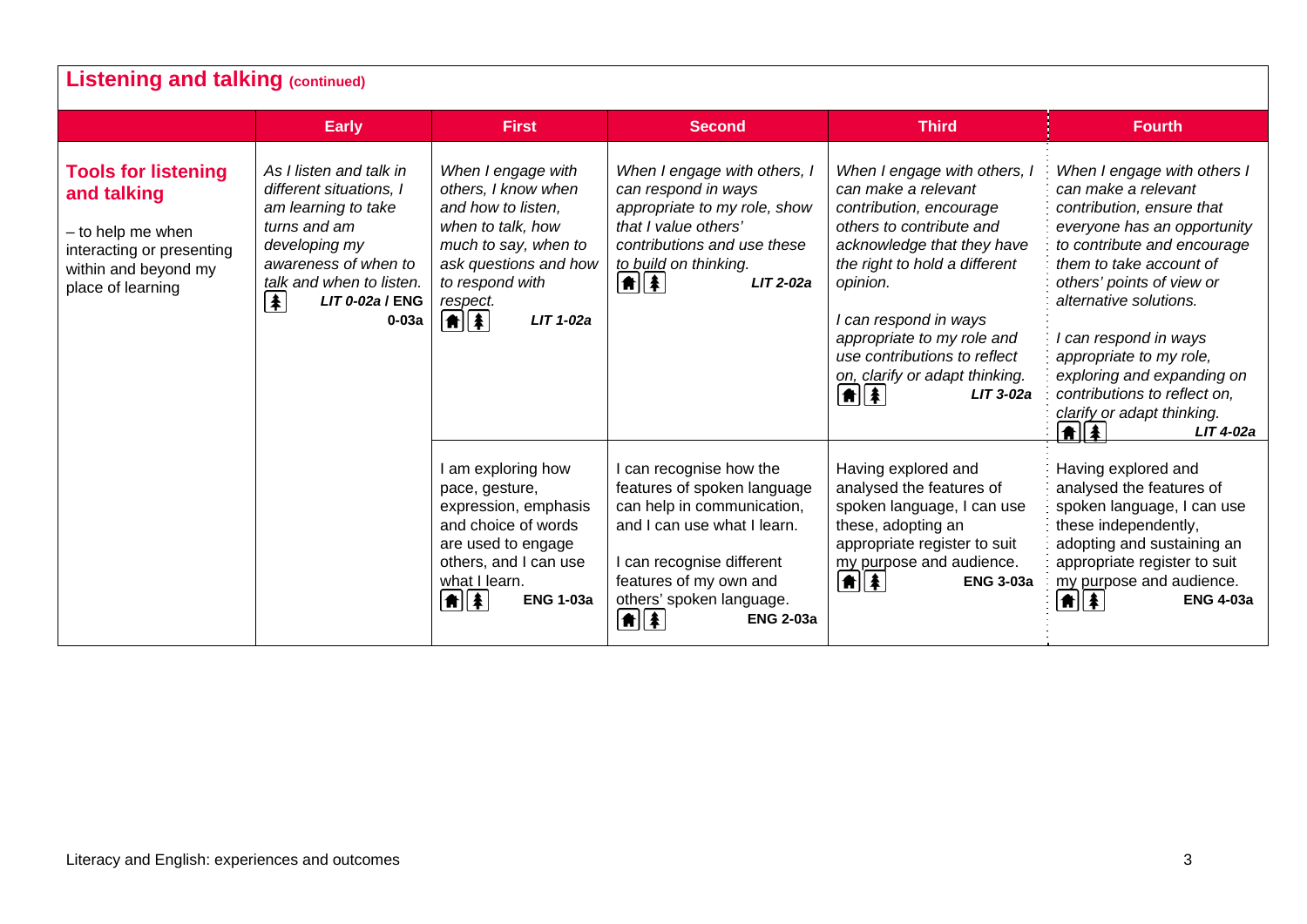## Listening and talking (continued)

| | Early | First | Second | Third | Fourth |
|---|---|---|---|---|---|
| **Tools for listening and talking** – to help me when interacting or presenting within and beyond my place of learning | *As I listen and talk in different situations, I am learning to take turns and am developing my awareness of when to talk and when to listen.* ***LIT 0-02a* / ENG 0-03a** | *When I engage with others, I know when and how to listen, when to talk, how much to say, when to ask questions and how to respond with respect.* ***LIT 1-02a*** | *When I engage with others, I can respond in ways appropriate to my role, show that I value others' contributions and use these to build on thinking.* ***LIT 2-02a*** | *When I engage with others, I can make a relevant contribution, encourage others to contribute and acknowledge that they have the right to hold a different opinion.*<br><br>*I can respond in ways appropriate to my role and use contributions to reflect on, clarify or adapt thinking.* ***LIT 3-02a*** | *When I engage with others I can make a relevant contribution, ensure that everyone has an opportunity to contribute and encourage them to take account of others' points of view or alternative solutions.*<br><br>*I can respond in ways appropriate to my role, exploring and expanding on contributions to reflect on, clarify or adapt thinking.* ***LIT 4-02a*** |
| | | I am exploring how pace, gesture, expression, emphasis and choice of words are used to engage others, and I can use what I learn. **ENG 1-03a** | I can recognise how the features of spoken language can help in communication, and I can use what I learn.<br><br>I can recognise different features of my own and others' spoken language. **ENG 2-03a** | Having explored and analysed the features of spoken language, I can use these, adopting an appropriate register to suit my purpose and audience. **ENG 3-03a** | Having explored and analysed the features of spoken language, I can use these independently, adopting and sustaining an appropriate register to suit my purpose and audience. **ENG 4-03a** |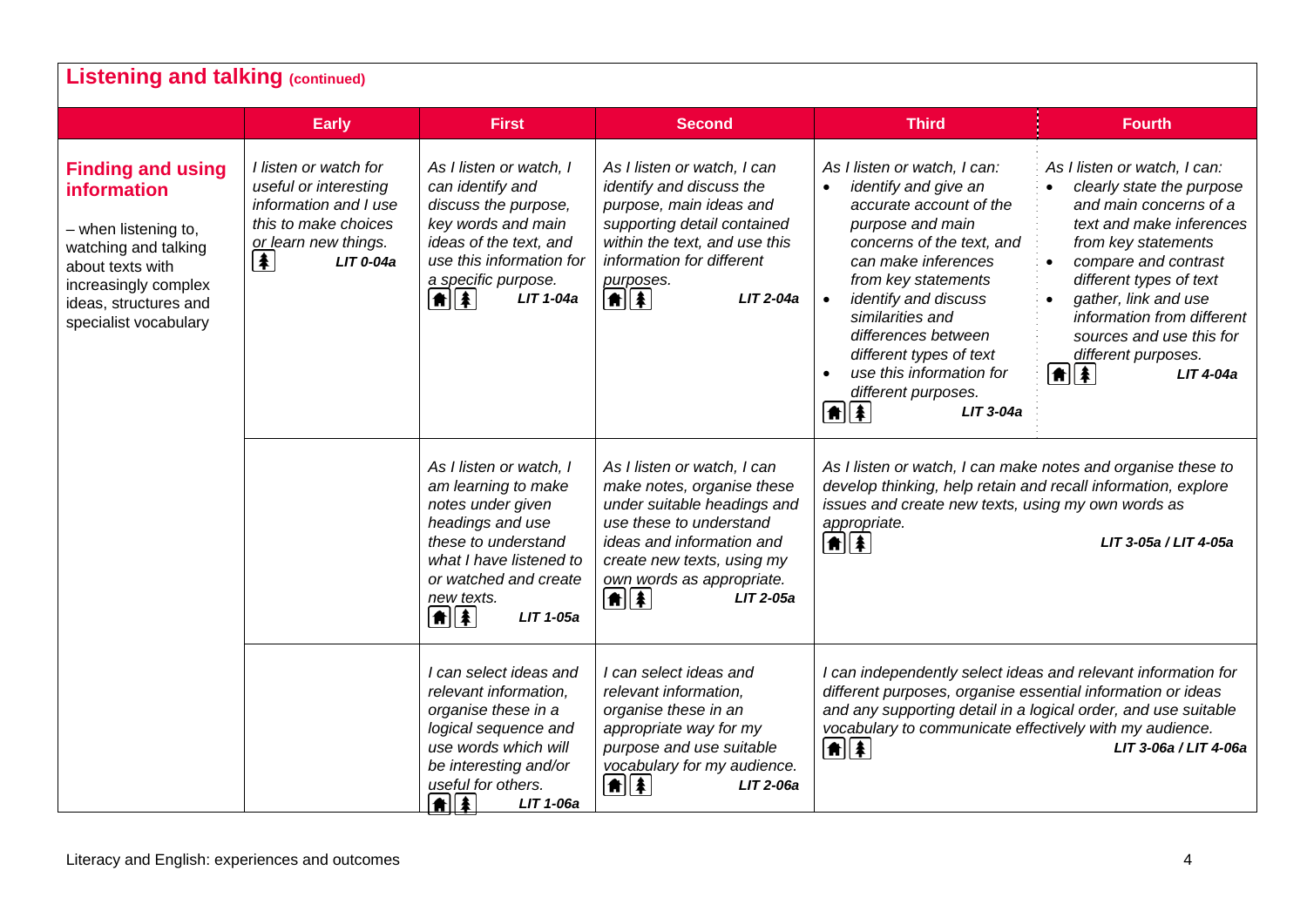## Listening and talking (continued)

| | Early | First | Second | Third | Fourth |
|---|---|---|---|---|---|
| **Finding and using information**<br><br>– when listening to, watching and talking about texts with increasingly complex ideas, structures and specialist vocabulary | *I listen or watch for useful or interesting information and I use this to make choices or learn new things.*<br>**LIT 0-04a** | *As I listen or watch, I can identify and discuss the purpose, key words and main ideas of the text, and use this information for a specific purpose.*<br>**LIT 1-04a** | *As I listen or watch, I can identify and discuss the purpose, main ideas and supporting detail contained within the text, and use this information for different purposes.*<br>**LIT 2-04a** | *As I listen or watch, I can:*<br>• *identify and give an accurate account of the purpose and main concerns of the text, and can make inferences from key statements*<br>• *identify and discuss similarities and differences between different types of text*<br>• *use this information for different purposes.*<br>**LIT 3-04a** | *As I listen or watch, I can:*<br>• *clearly state the purpose and main concerns of a text and make inferences from key statements*<br>• *compare and contrast different types of text*<br>• *gather, link and use information from different sources and use this for different purposes.*<br>**LIT 4-04a** |
| | | *As I listen or watch, I am learning to make notes under given headings and use these to understand what I have listened to or watched and create new texts.*<br>**LIT 1-05a** | *As I listen or watch, I can make notes, organise these under suitable headings and use these to understand ideas and information and create new texts, using my own words as appropriate.*<br>**LIT 2-05a** | *As I listen or watch, I can make notes and organise these to develop thinking, help retain and recall information, explore issues and create new texts, using my own words as appropriate.*<br>**LIT 3-05a / LIT 4-05a** | |
| | | *I can select ideas and relevant information, organise these in a logical sequence and use words which will be interesting and/or useful for others.*<br>**LIT 1-06a** | *I can select ideas and relevant information, organise these in an appropriate way for my purpose and use suitable vocabulary for my audience.*<br>**LIT 2-06a** | *I can independently select ideas and relevant information for different purposes, organise essential information or ideas and any supporting detail in a logical order, and use suitable vocabulary to communicate effectively with my audience.*<br>**LIT 3-06a / LIT 4-06a** | |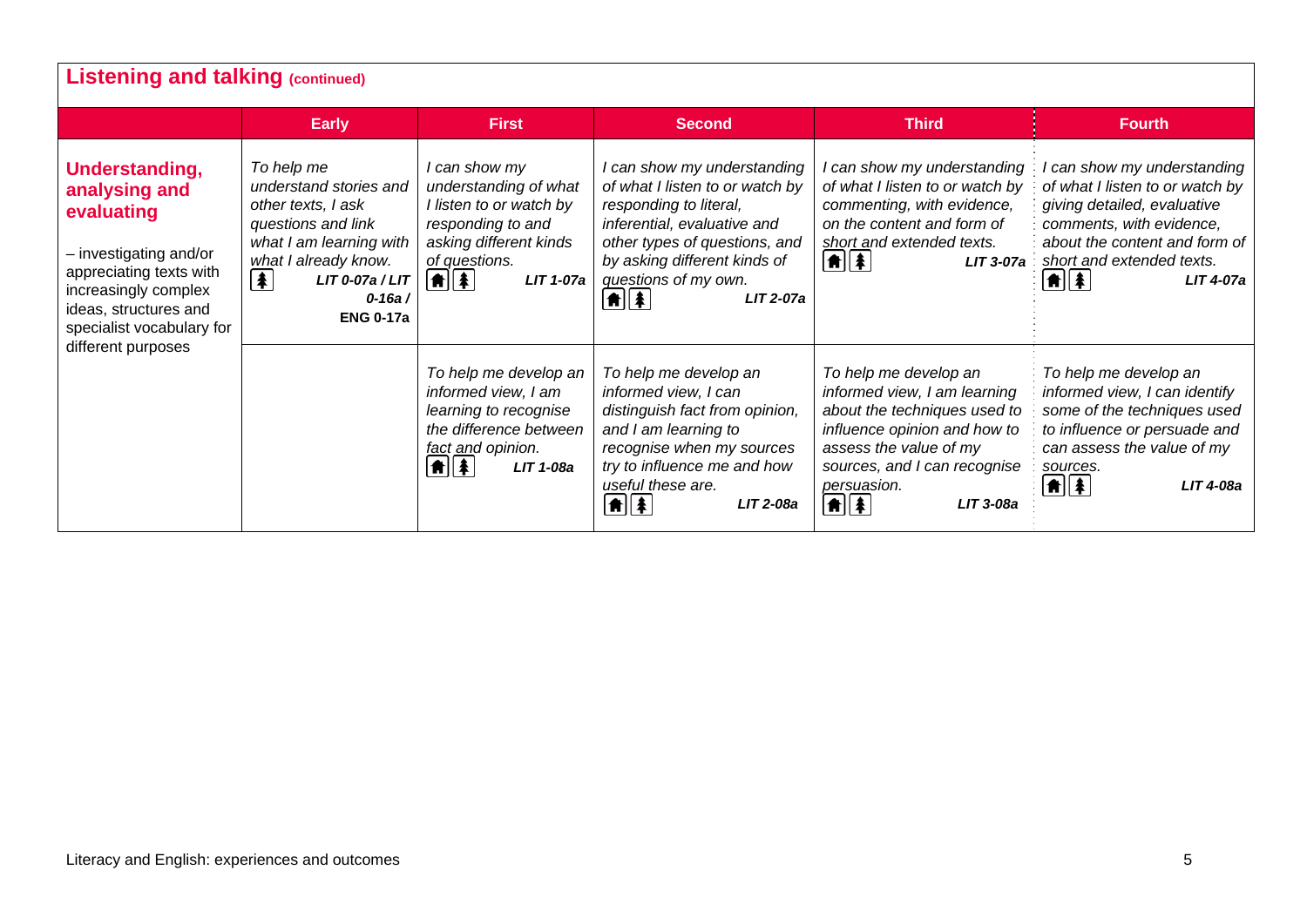## Listening and talking (continued)

| | Early | First | Second | Third | Fourth |
|---|---|---|---|---|---|
| **Understanding, analysing and evaluating**<br><br>– investigating and/or appreciating texts with increasingly complex ideas, structures and specialist vocabulary for different purposes | *To help me understand stories and other texts, I ask questions and link what I am learning with what I already know.*<br>***LIT 0-07a / LIT 0-16a /*** **ENG 0-17a** | *I can show my understanding of what I listen to or watch by responding to and asking different kinds of questions.*<br>***LIT 1-07a*** | *I can show my understanding of what I listen to or watch by responding to literal, inferential, evaluative and other types of questions, and by asking different kinds of questions of my own.*<br>***LIT 2-07a*** | *I can show my understanding of what I listen to or watch by commenting, with evidence, on the content and form of short and extended texts.*<br>***LIT 3-07a*** | *I can show my understanding of what I listen to or watch by giving detailed, evaluative comments, with evidence, about the content and form of short and extended texts.*<br>***LIT 4-07a*** |
| | | *To help me develop an informed view, I am learning to recognise the difference between fact and opinion.*<br>***LIT 1-08a*** | *To help me develop an informed view, I can distinguish fact from opinion, and I am learning to recognise when my sources try to influence me and how useful these are.*<br>***LIT 2-08a*** | *To help me develop an informed view, I am learning about the techniques used to influence opinion and how to assess the value of my sources, and I can recognise persuasion.*<br>***LIT 3-08a*** | *To help me develop an informed view, I can identify some of the techniques used to influence or persuade and can assess the value of my sources.*<br>***LIT 4-08a*** |

Literacy and English: experiences and outcomes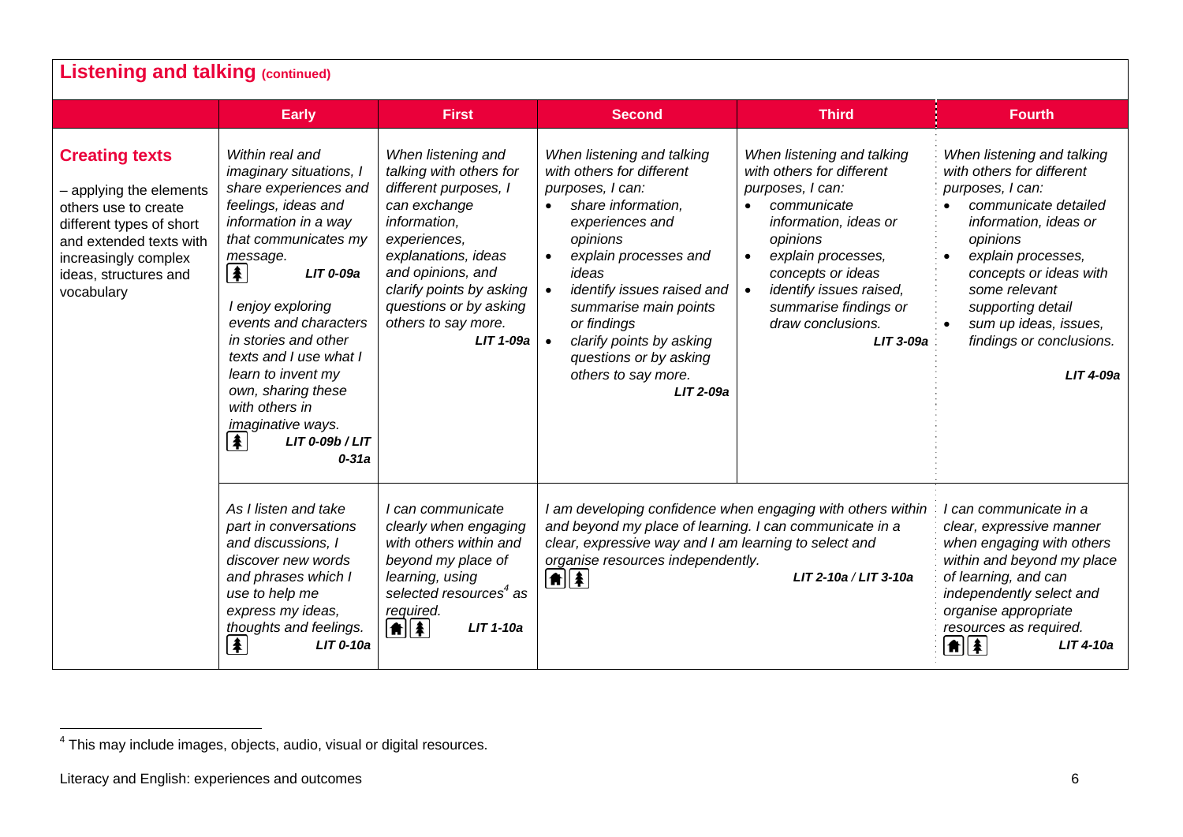## Listening and talking (continued)

| | Early | First | Second | Third | Fourth |
|---|---|---|---|---|---|
| **Creating texts**<br>– applying the elements others use to create different types of short and extended texts with increasingly complex ideas, structures and vocabulary | *Within real and imaginary situations, I share experiences and feelings, ideas and information in a way that communicates my message.* **LIT 0-09a**<br><br>*I enjoy exploring events and characters in stories and other texts and I use what I learn to invent my own, sharing these with others in imaginative ways.* **LIT 0-09b / LIT 0-31a** | *When listening and talking with others for different purposes, I can exchange information, experiences, explanations, ideas and opinions, and clarify points by asking questions or by asking others to say more.* **LIT 1-09a** | *When listening and talking with others for different purposes, I can:*<br>• *share information, experiences and opinions*<br>• *explain processes and ideas*<br>• *identify issues raised and summarise main points or findings*<br>• *clarify points by asking questions or by asking others to say more.* **LIT 2-09a** | *When listening and talking with others for different purposes, I can:*<br>• *communicate information, ideas or opinions*<br>• *explain processes, concepts or ideas*<br>• *identify issues raised, summarise findings or draw conclusions.* **LIT 3-09a** | *When listening and talking with others for different purposes, I can:*<br>• *communicate detailed information, ideas or opinions*<br>• *explain processes, concepts or ideas with some relevant supporting detail*<br>• *sum up ideas, issues, findings or conclusions.* **LIT 4-09a** |
| | *As I listen and take part in conversations and discussions, I discover new words and phrases which I use to help me express my ideas, thoughts and feelings.* **LIT 0-10a** | *I can communicate clearly when engaging with others within and beyond my place of learning, using selected resources[4] as required.* **LIT 1-10a** | *I am developing confidence when engaging with others within and beyond my place of learning. I can communicate in a clear, expressive way and I am learning to select and organise resources independently.* **LIT 2-10a / LIT 3-10a** | | *I can communicate in a clear, expressive manner when engaging with others within and beyond my place of learning, and can independently select and organise appropriate resources as required.* **LIT 4-10a** |

[4] This may include images, objects, audio, visual or digital resources.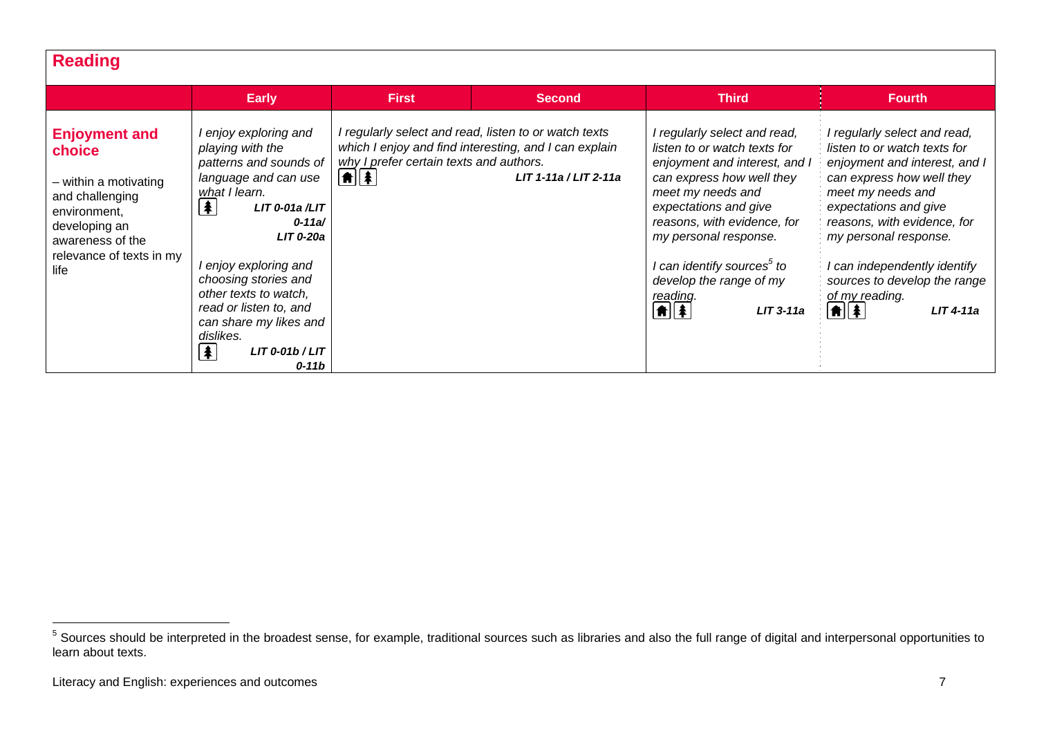## Reading

| | Early | First | Second | Third | Fourth |
|---|---|---|---|---|---|
| **Enjoyment and choice**<br><br>– within a motivating and challenging environment, developing an awareness of the relevance of texts in my life | *I enjoy exploring and playing with the patterns and sounds of language and can use what I learn.*<br>***LIT 0-01a /LIT 0-11a/ LIT 0-20a***<br><br>*I enjoy exploring and choosing stories and other texts to watch, read or listen to, and can share my likes and dislikes.*<br>***LIT 0-01b / LIT 0-11b*** | *I regularly select and read, listen to or watch texts which I enjoy and find interesting, and I can explain why I prefer certain texts and authors.*<br>***LIT 1-11a / LIT 2-11a*** | | *I regularly select and read, listen to or watch texts for enjoyment and interest, and I can express how well they meet my needs and expectations and give reasons, with evidence, for my personal response.*<br><br>*I can identify sources[5] to develop the range of my reading.*<br>***LIT 3-11a*** | *I regularly select and read, listen to or watch texts for enjoyment and interest, and I can express how well they meet my needs and expectations and give reasons, with evidence, for my personal response.*<br><br>*I can independently identify sources to develop the range of my reading.*<br>***LIT 4-11a*** |

[5] Sources should be interpreted in the broadest sense, for example, traditional sources such as libraries and also the full range of digital and interpersonal opportunities to learn about texts.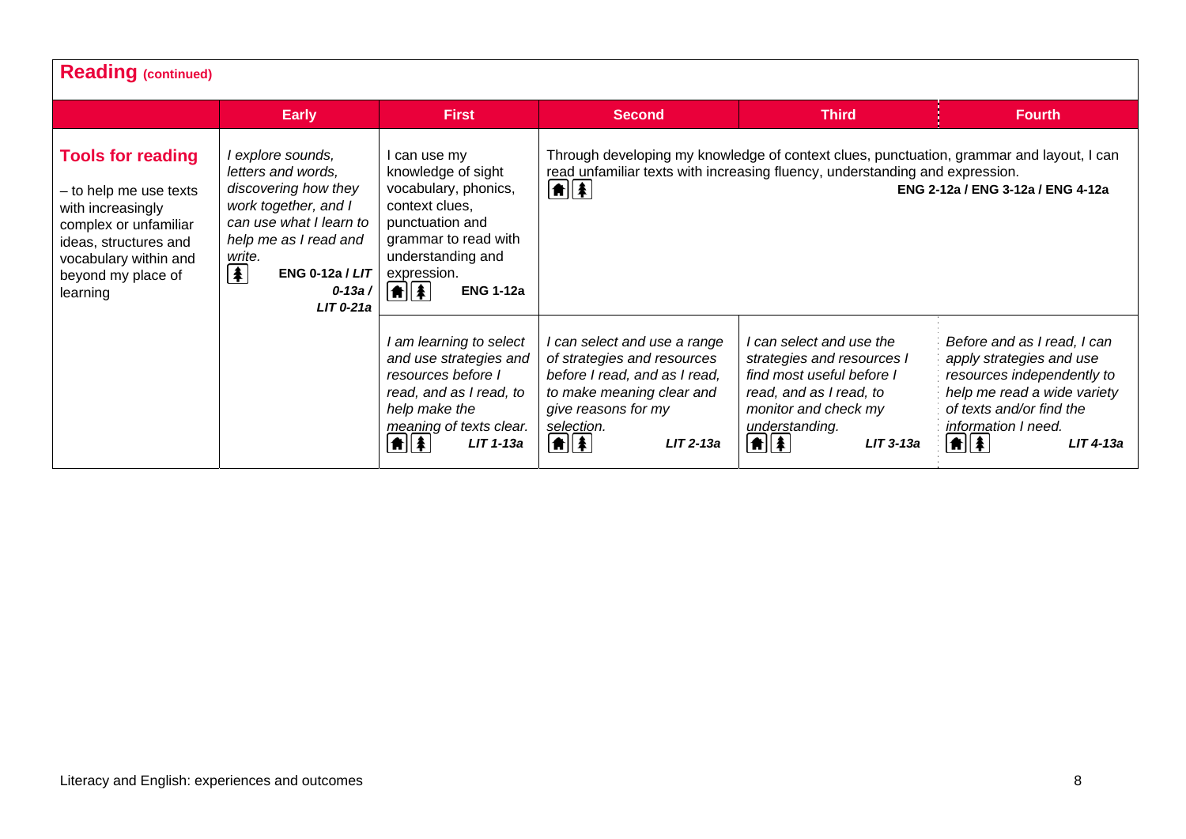## Reading (continued)

| | Early | First | Second | Third | Fourth |
|---|---|---|---|---|---|
| **Tools for reading** – to help me use texts with increasingly complex or unfamiliar ideas, structures and vocabulary within and beyond my place of learning | *I explore sounds, letters and words, discovering how they work together, and I can use what I learn to help me as I read and write.* **ENG 0-12a / *LIT 0-13a / LIT 0-21a*** | I can use my knowledge of sight vocabulary, phonics, context clues, punctuation and grammar to read with understanding and expression. **ENG 1-12a** | Through developing my knowledge of context clues, punctuation, grammar and layout, I can read unfamiliar texts with increasing fluency, understanding and expression. **ENG 2-12a / ENG 3-12a / ENG 4-12a** | | |
| | | *I am learning to select and use strategies and resources before I read, and as I read, to help make the meaning of texts clear.* ***LIT 1-13a*** | *I can select and use a range of strategies and resources before I read, and as I read, to make meaning clear and give reasons for my selection.* ***LIT 2-13a*** | *I can select and use the strategies and resources I find most useful before I read, and as I read, to monitor and check my understanding.* ***LIT 3-13a*** | *Before and as I read, I can apply strategies and use resources independently to help me read a wide variety of texts and/or find the information I need.* ***LIT 4-13a*** |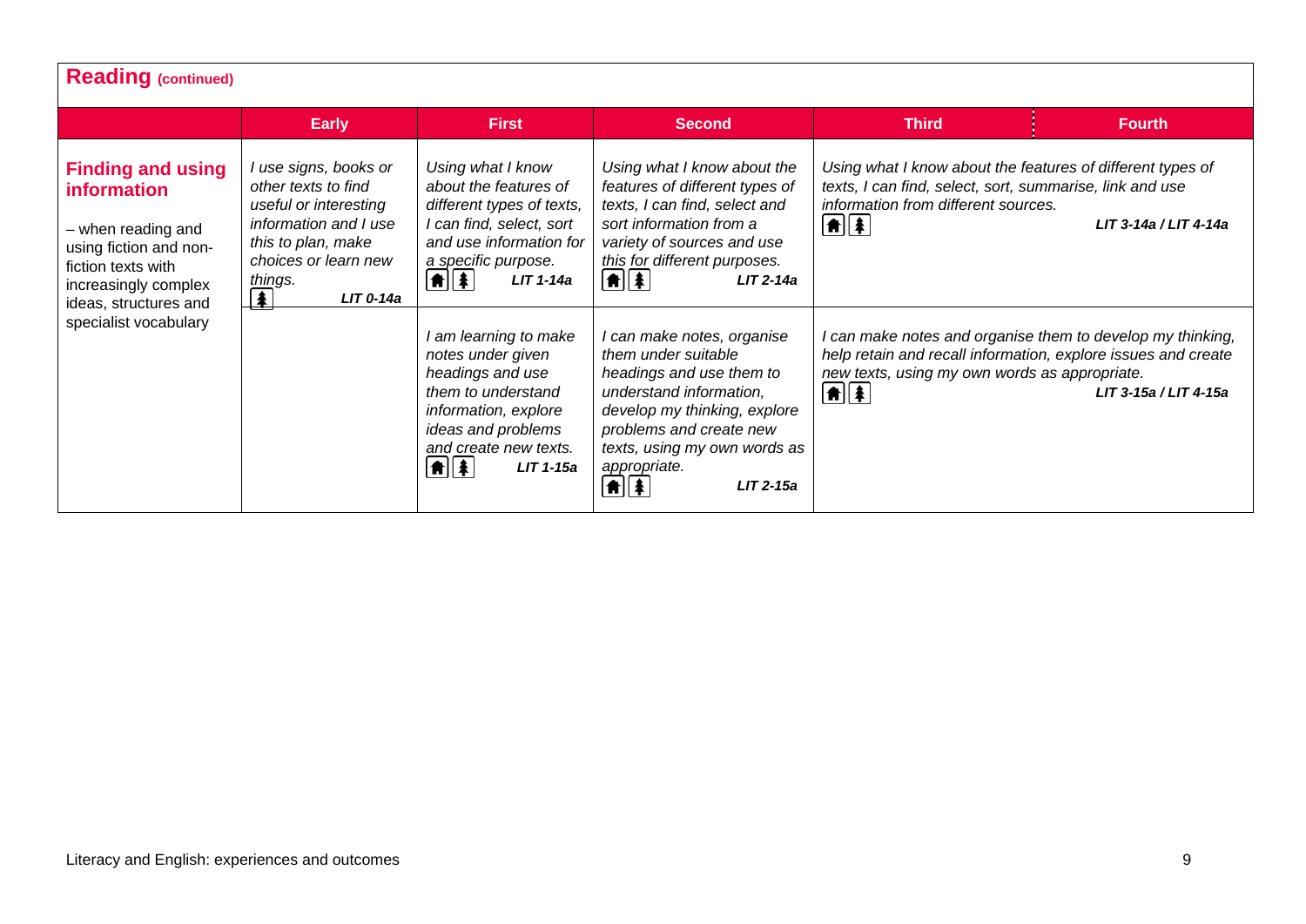## Reading (continued)

| | Early | First | Second | Third | Fourth |
|---|---|---|---|---|---|
| **Finding and using information**<br><br>– when reading and using fiction and non-fiction texts with increasingly complex ideas, structures and specialist vocabulary | *I use signs, books or other texts to find useful or interesting information and I use this to plan, make choices or learn new things.*<br>**LIT 0-14a** | *Using what I know about the features of different types of texts, I can find, select, sort and use information for a specific purpose.*<br>**LIT 1-14a** | *Using what I know about the features of different types of texts, I can find, select and sort information from a variety of sources and use this for different purposes.*<br>**LIT 2-14a** | *Using what I know about the features of different types of texts, I can find, select, sort, summarise, link and use information from different sources.*<br>**LIT 3-14a / LIT 4-14a** | |
| | | *I am learning to make notes under given headings and use them to understand information, explore ideas and problems and create new texts.*<br>**LIT 1-15a** | *I can make notes, organise them under suitable headings and use them to understand information, develop my thinking, explore problems and create new texts, using my own words as appropriate.*<br>**LIT 2-15a** | *I can make notes and organise them to develop my thinking, help retain and recall information, explore issues and create new texts, using my own words as appropriate.*<br>**LIT 3-15a / LIT 4-15a** | |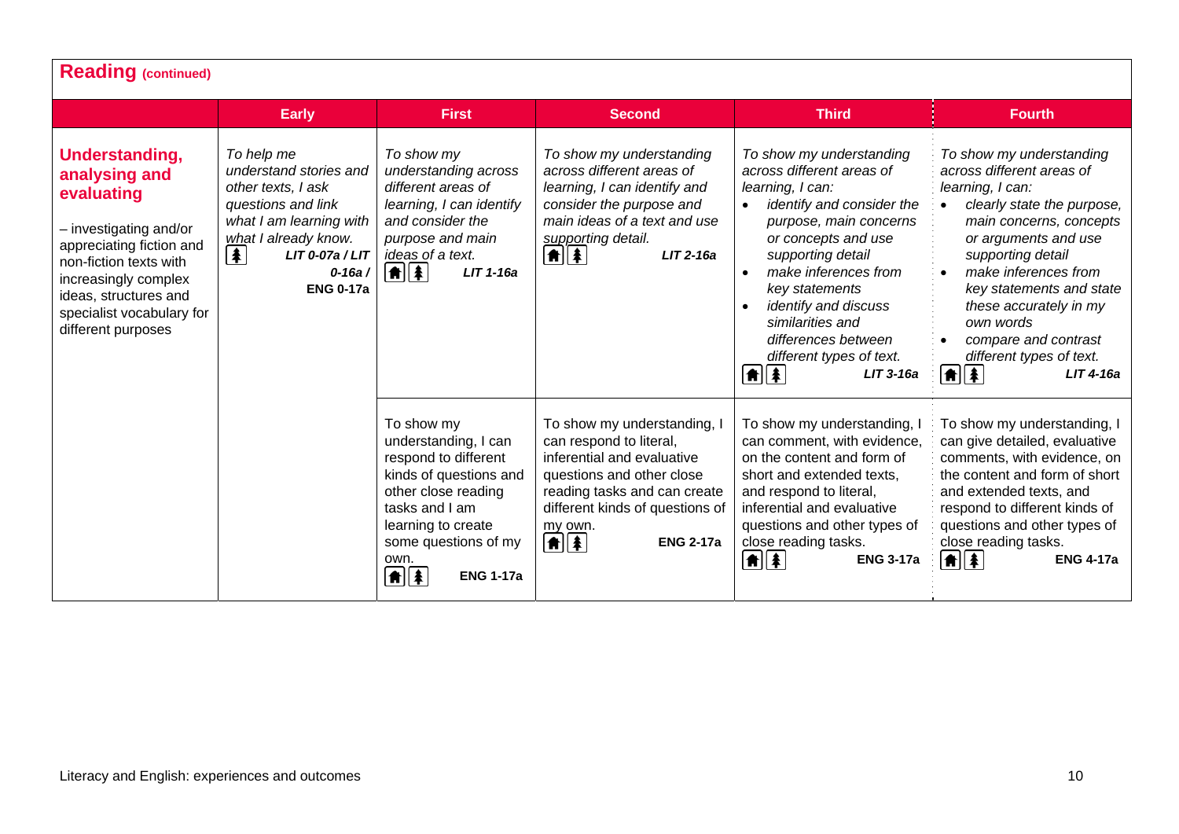## Reading (continued)

| | Early | First | Second | Third | Fourth |
|---|---|---|---|---|---|
| **Understanding, analysing and evaluating** – investigating and/or appreciating fiction and non-fiction texts with increasingly complex ideas, structures and specialist vocabulary for different purposes | *To help me understand stories and other texts, I ask questions and link what I am learning with what I already know.* **LIT 0-07a / LIT 0-16a / ENG 0-17a** | *To show my understanding across different areas of learning, I can identify and consider the purpose and main ideas of a text.* **LIT 1-16a** | *To show my understanding across different areas of learning, I can identify and consider the purpose and main ideas of a text and use supporting detail.* **LIT 2-16a** | *To show my understanding across different areas of learning, I can:* <br>• *identify and consider the purpose, main concerns or concepts and use supporting detail* <br>• *make inferences from key statements* <br>• *identify and discuss similarities and differences between different types of text.* **LIT 3-16a** | *To show my understanding across different areas of learning, I can:* <br>• *clearly state the purpose, main concerns, concepts or arguments and use supporting detail* <br>• *make inferences from key statements and state these accurately in my own words* <br>• *compare and contrast different types of text.* **LIT 4-16a** |
| | | To show my understanding, I can respond to different kinds of questions and other close reading tasks and I am learning to create some questions of my own. **ENG 1-17a** | To show my understanding, I can respond to literal, inferential and evaluative questions and other close reading tasks and can create different kinds of questions of my own. **ENG 2-17a** | To show my understanding, I can comment, with evidence, on the content and form of short and extended texts, and respond to literal, inferential and evaluative questions and other types of close reading tasks. **ENG 3-17a** | To show my understanding, I can give detailed, evaluative comments, with evidence, on the content and form of short and extended texts, and respond to different kinds of questions and other types of close reading tasks. **ENG 4-17a** |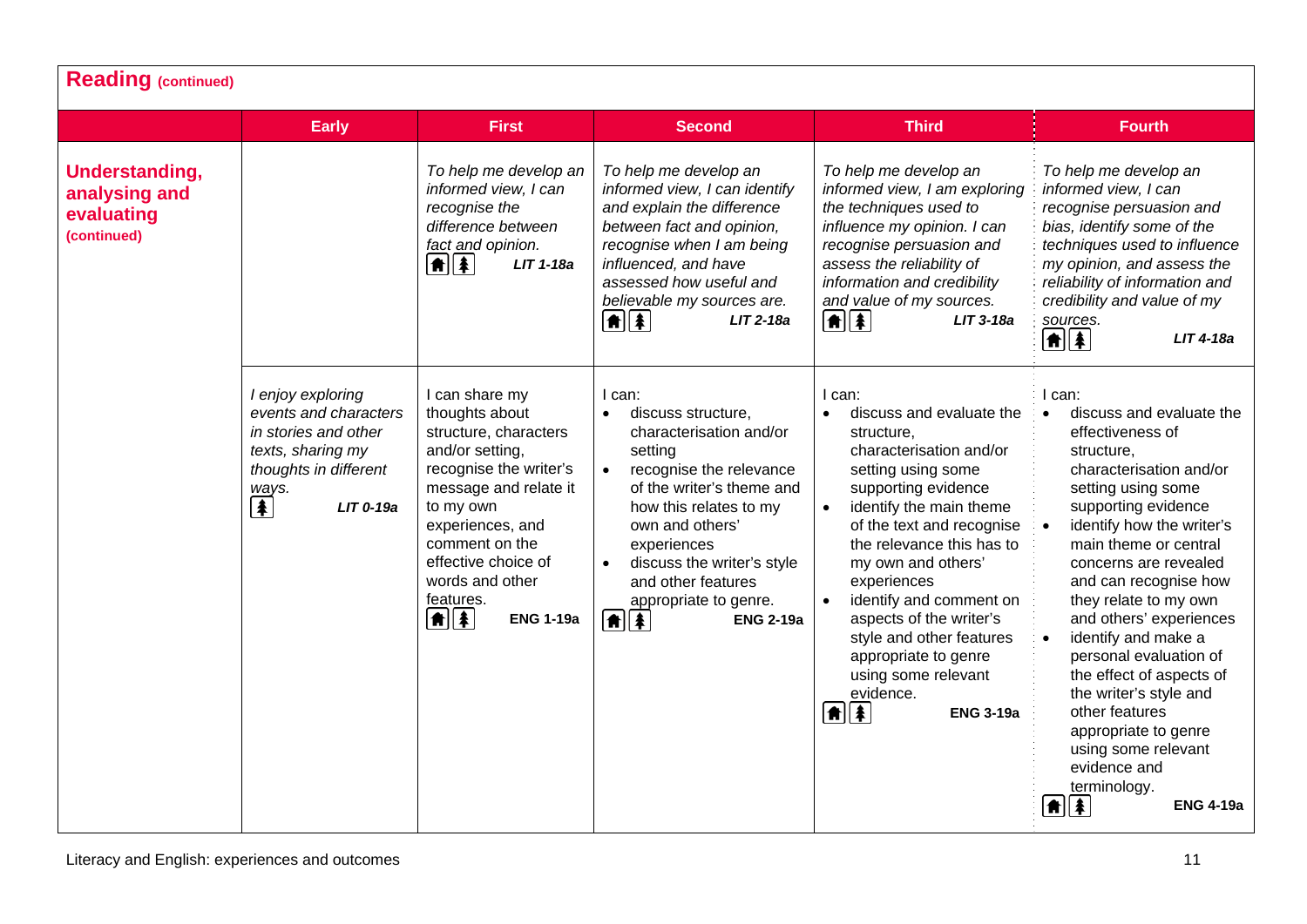## Reading (continued)

| | Early | First | Second | Third | Fourth |
|---|---|---|---|---|---|
| **Understanding, analysing and evaluating (continued)** | | *To help me develop an informed view, I can recognise the difference between fact and opinion.* **LIT 1-18a** | *To help me develop an informed view, I can identify and explain the difference between fact and opinion, recognise when I am being influenced, and have assessed how useful and believable my sources are.* **LIT 2-18a** | *To help me develop an informed view, I am exploring the techniques used to influence my opinion. I can recognise persuasion and assess the reliability of information and credibility and value of my sources.* **LIT 3-18a** | *To help me develop an informed view, I can recognise persuasion and bias, identify some of the techniques used to influence my opinion, and assess the reliability of information and credibility and value of my sources.* **LIT 4-18a** |
| | *I enjoy exploring events and characters in stories and other texts, sharing my thoughts in different ways.* **LIT 0-19a** | I can share my thoughts about structure, characters and/or setting, recognise the writer's message and relate it to my own experiences, and comment on the effective choice of words and other features. **ENG 1-19a** | I can:<br>• discuss structure, characterisation and/or setting<br>• recognise the relevance of the writer's theme and how this relates to my own and others' experiences<br>• discuss the writer's style and other features appropriate to genre.<br>**ENG 2-19a** | I can:<br>• discuss and evaluate the structure, characterisation and/or setting using some supporting evidence<br>• identify the main theme of the text and recognise the relevance this has to my own and others' experiences<br>• identify and comment on aspects of the writer's style and other features appropriate to genre using some relevant evidence.<br>**ENG 3-19a** | I can:<br>• discuss and evaluate the effectiveness of structure, characterisation and/or setting using some supporting evidence<br>• identify how the writer's main theme or central concerns are revealed and can recognise how they relate to my own and others' experiences<br>• identify and make a personal evaluation of the effect of aspects of the writer's style and other features appropriate to genre using some relevant evidence and terminology.<br>**ENG 4-19a** |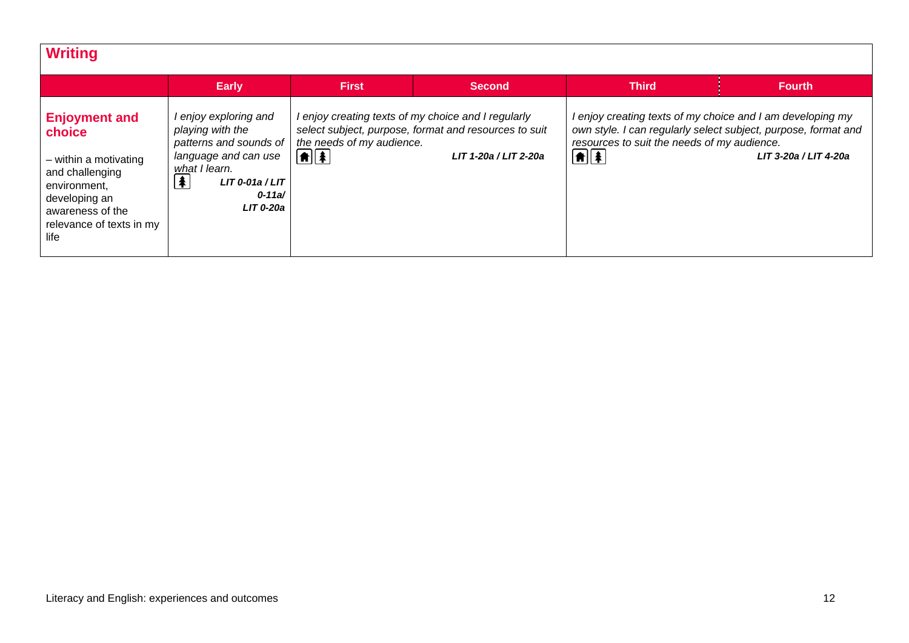## Writing

| | Early | First | Second | Third | Fourth |
|---|---|---|---|---|---|
| **Enjoyment and choice** – within a motivating and challenging environment, developing an awareness of the relevance of texts in my life | *I enjoy exploring and playing with the patterns and sounds of language and can use what I learn.* ***LIT 0-01a / LIT 0-11a/ LIT 0-20a*** | *I enjoy creating texts of my choice and I regularly select subject, purpose, format and resources to suit the needs of my audience.* ***LIT 1-20a / LIT 2-20a*** | | *I enjoy creating texts of my choice and I am developing my own style. I can regularly select subject, purpose, format and resources to suit the needs of my audience.* ***LIT 3-20a / LIT 4-20a*** | |

Literacy and English: experiences and outcomes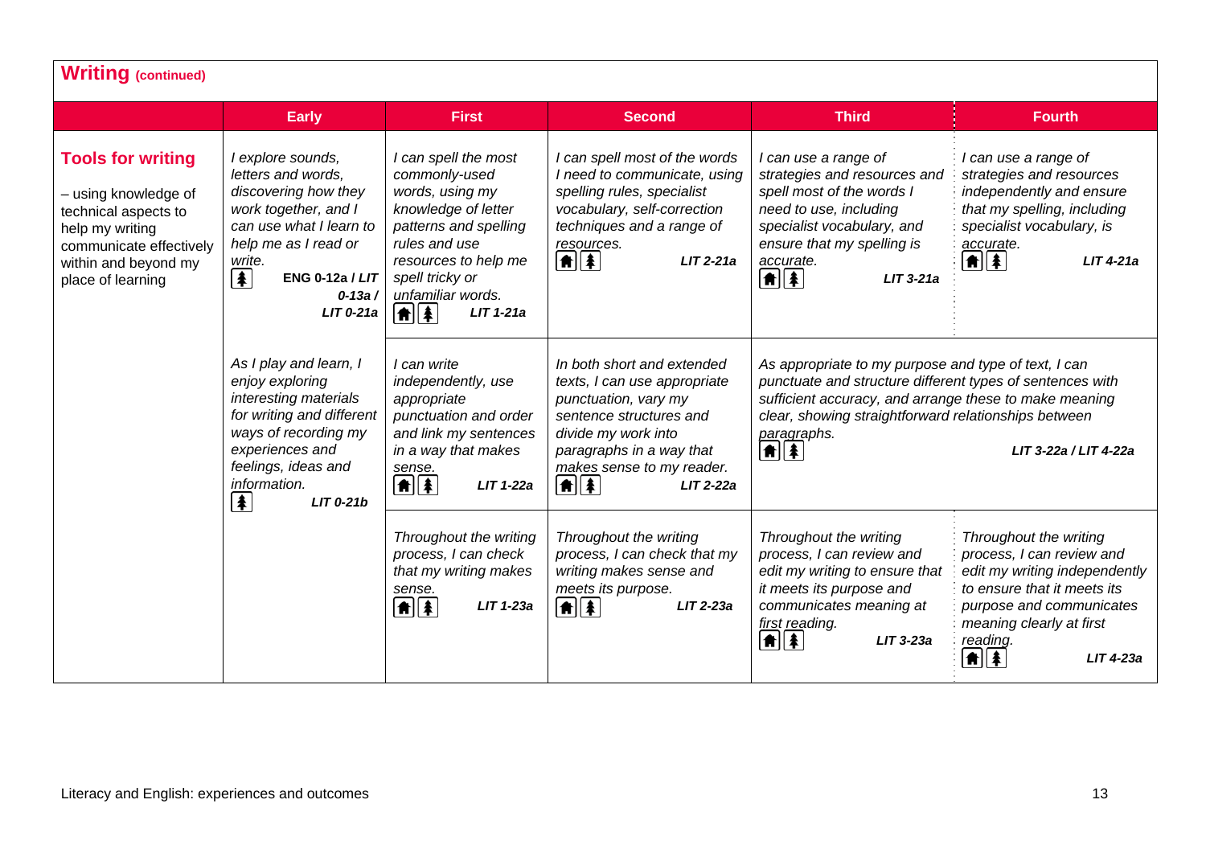## Writing (continued)

| | Early | First | Second | Third | Fourth |
|---|---|---|---|---|---|
| **Tools for writing** – using knowledge of technical aspects to help my writing communicate effectively within and beyond my place of learning | *I explore sounds, letters and words, discovering how they work together, and I can use what I learn to help me as I read or write.* **ENG 0-12a / LIT 0-13a / LIT 0-21a** | *I can spell the most commonly-used words, using my knowledge of letter patterns and spelling rules and use resources to help me spell tricky or unfamiliar words.* ***LIT 1-21a*** | *I can spell most of the words I need to communicate, using spelling rules, specialist vocabulary, self-correction techniques and a range of resources.* ***LIT 2-21a*** | *I can use a range of strategies and resources and spell most of the words I need to use, including specialist vocabulary, and ensure that my spelling is accurate.* ***LIT 3-21a*** | *I can use a range of strategies and resources independently and ensure that my spelling, including specialist vocabulary, is accurate.* ***LIT 4-21a*** |
| | *As I play and learn, I enjoy exploring interesting materials for writing and different ways of recording my experiences and feelings, ideas and information.* ***LIT 0-21b*** | *I can write independently, use appropriate punctuation and order and link my sentences in a way that makes sense.* ***LIT 1-22a*** | *In both short and extended texts, I can use appropriate punctuation, vary my sentence structures and divide my work into paragraphs in a way that makes sense to my reader.* ***LIT 2-22a*** | *As appropriate to my purpose and type of text, I can punctuate and structure different types of sentences with sufficient accuracy, and arrange these to make meaning clear, showing straightforward relationships between paragraphs.* ***LIT 3-22a / LIT 4-22a*** | |
| | | *Throughout the writing process, I can check that my writing makes sense.* ***LIT 1-23a*** | *Throughout the writing process, I can check that my writing makes sense and meets its purpose.* ***LIT 2-23a*** | *Throughout the writing process, I can review and edit my writing to ensure that it meets its purpose and communicates meaning at first reading.* ***LIT 3-23a*** | *Throughout the writing process, I can review and edit my writing independently to ensure that it meets its purpose and communicates meaning clearly at first reading.* ***LIT 4-23a*** |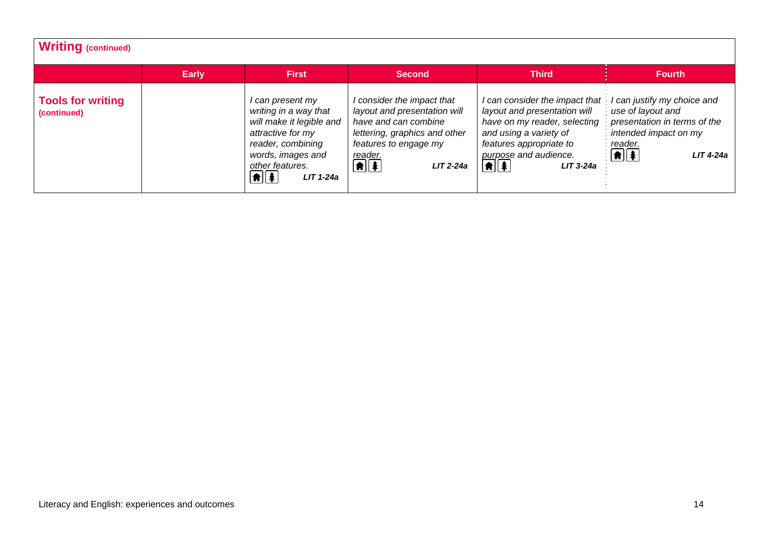## Writing (continued)

| | Early | First | Second | Third | Fourth |
|---|---|---|---|---|---|
| **Tools for writing (continued)** | | *I can present my writing in a way that will make it legible and attractive for my reader, combining words, images and other features.* ***LIT 1-24a*** | *I consider the impact that layout and presentation will have and can combine lettering, graphics and other features to engage my reader.* ***LIT 2-24a*** | *I can consider the impact that layout and presentation will have on my reader, selecting and using a variety of features appropriate to purpose and audience.* ***LIT 3-24a*** | *I can justify my choice and use of layout and presentation in terms of the intended impact on my reader.* ***LIT 4-24a*** |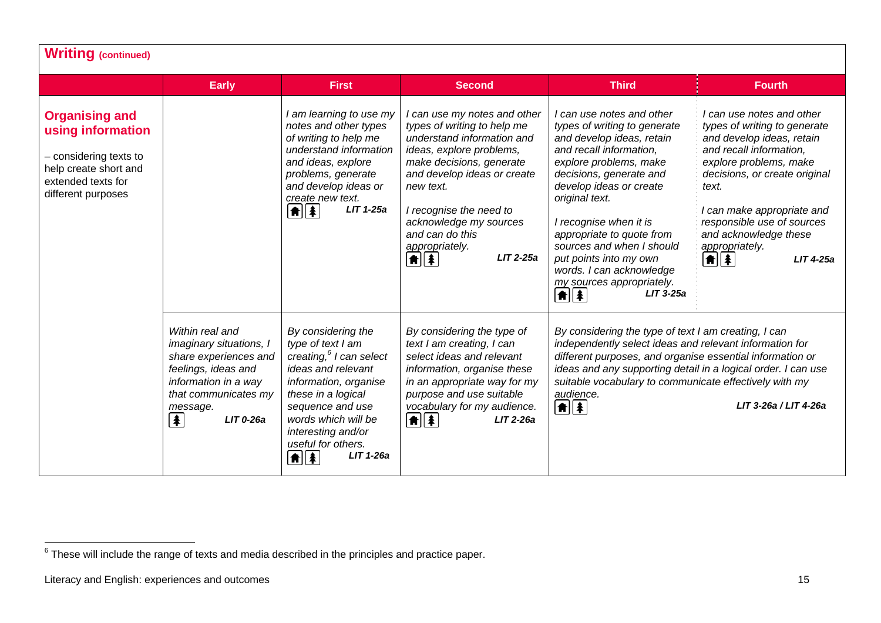## Writing (continued)

| | Early | First | Second | Third | Fourth |
|---|---|---|---|---|---|
| **Organising and using information**<br><br>– considering texts to help create short and extended texts for different purposes | | *I am learning to use my notes and other types of writing to help me understand information and ideas, explore problems, generate and develop ideas or create new text.*<br>***LIT 1-25a*** | *I can use my notes and other types of writing to help me understand information and ideas, explore problems, make decisions, generate and develop ideas or create new text.*<br><br>*I recognise the need to acknowledge my sources and can do this appropriately.*<br>***LIT 2-25a*** | *I can use notes and other types of writing to generate and develop ideas, retain and recall information, explore problems, make decisions, generate and develop ideas or create original text.*<br><br>*I recognise when it is appropriate to quote from sources and when I should put points into my own words. I can acknowledge my sources appropriately.*<br>***LIT 3-25a*** | *I can use notes and other types of writing to generate and develop ideas, retain and recall information, explore problems, make decisions, or create original text.*<br><br>*I can make appropriate and responsible use of sources and acknowledge these appropriately.*<br>***LIT 4-25a*** |
| | *Within real and imaginary situations, I share experiences and feelings, ideas and information in a way that communicates my message.*<br>***LIT 0-26a*** | *By considering the type of text I am creating,[6] I can select ideas and relevant information, organise these in a logical sequence and use words which will be interesting and/or useful for others.*<br>***LIT 1-26a*** | *By considering the type of text I am creating, I can select ideas and relevant information, organise these in an appropriate way for my purpose and use suitable vocabulary for my audience.*<br>***LIT 2-26a*** | *By considering the type of text I am creating, I can independently select ideas and relevant information for different purposes, and organise essential information or ideas and any supporting detail in a logical order. I can use suitable vocabulary to communicate effectively with my audience.*<br>***LIT 3-26a / LIT 4-26a*** | |

[6] These will include the range of texts and media described in the principles and practice paper.

Literacy and English: experiences and outcomes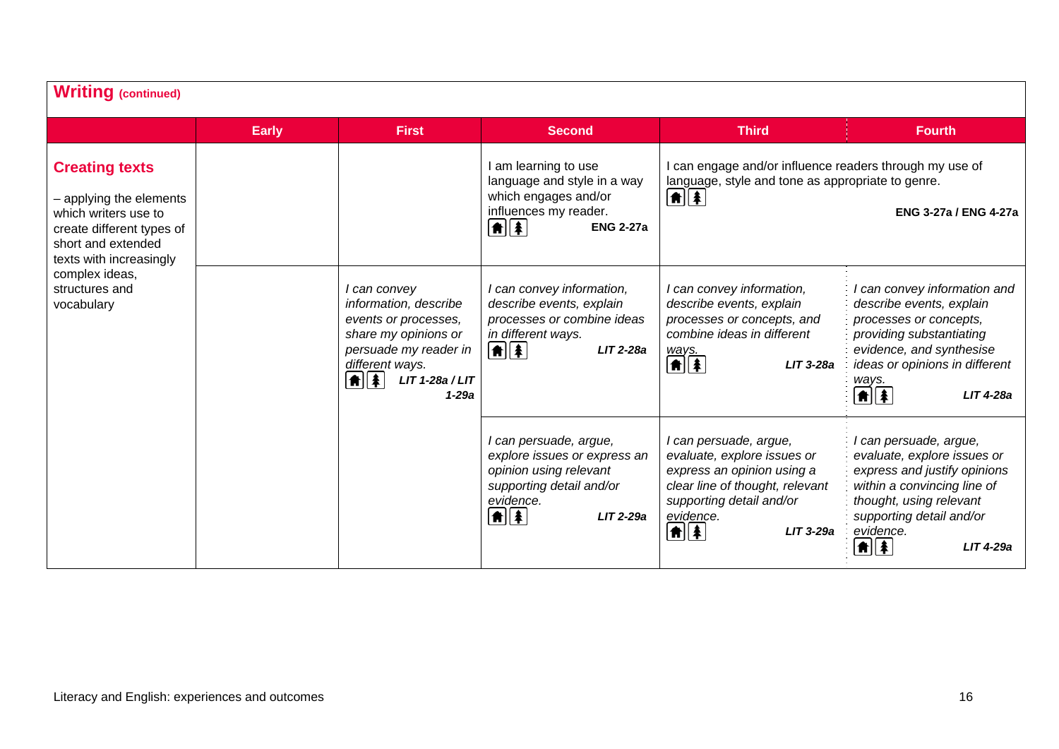## Writing (continued)

| | Early | First | Second | Third | Fourth |
|---|---|---|---|---|---|
| **Creating texts** – applying the elements which writers use to create different types of short and extended texts with increasingly complex ideas, structures and vocabulary | | | I am learning to use language and style in a way which engages and/or influences my reader. **ENG 2-27a** | I can engage and/or influence readers through my use of language, style and tone as appropriate to genre. **ENG 3-27a / ENG 4-27a** | |
| | | *I can convey information, describe events or processes, share my opinions or persuade my reader in different ways.* ***LIT 1-28a / LIT 1-29a*** | *I can convey information, describe events, explain processes or combine ideas in different ways.* ***LIT 2-28a*** | *I can convey information, describe events, explain processes or concepts, and combine ideas in different ways.* ***LIT 3-28a*** | *I can convey information and describe events, explain processes or concepts, providing substantiating evidence, and synthesise ideas or opinions in different ways.* ***LIT 4-28a*** |
| | | | *I can persuade, argue, explore issues or express an opinion using relevant supporting detail and/or evidence.* ***LIT 2-29a*** | *I can persuade, argue, evaluate, explore issues or express an opinion using a clear line of thought, relevant supporting detail and/or evidence.* ***LIT 3-29a*** | *I can persuade, argue, evaluate, explore issues or express and justify opinions within a convincing line of thought, using relevant supporting detail and/or evidence.* ***LIT 4-29a*** |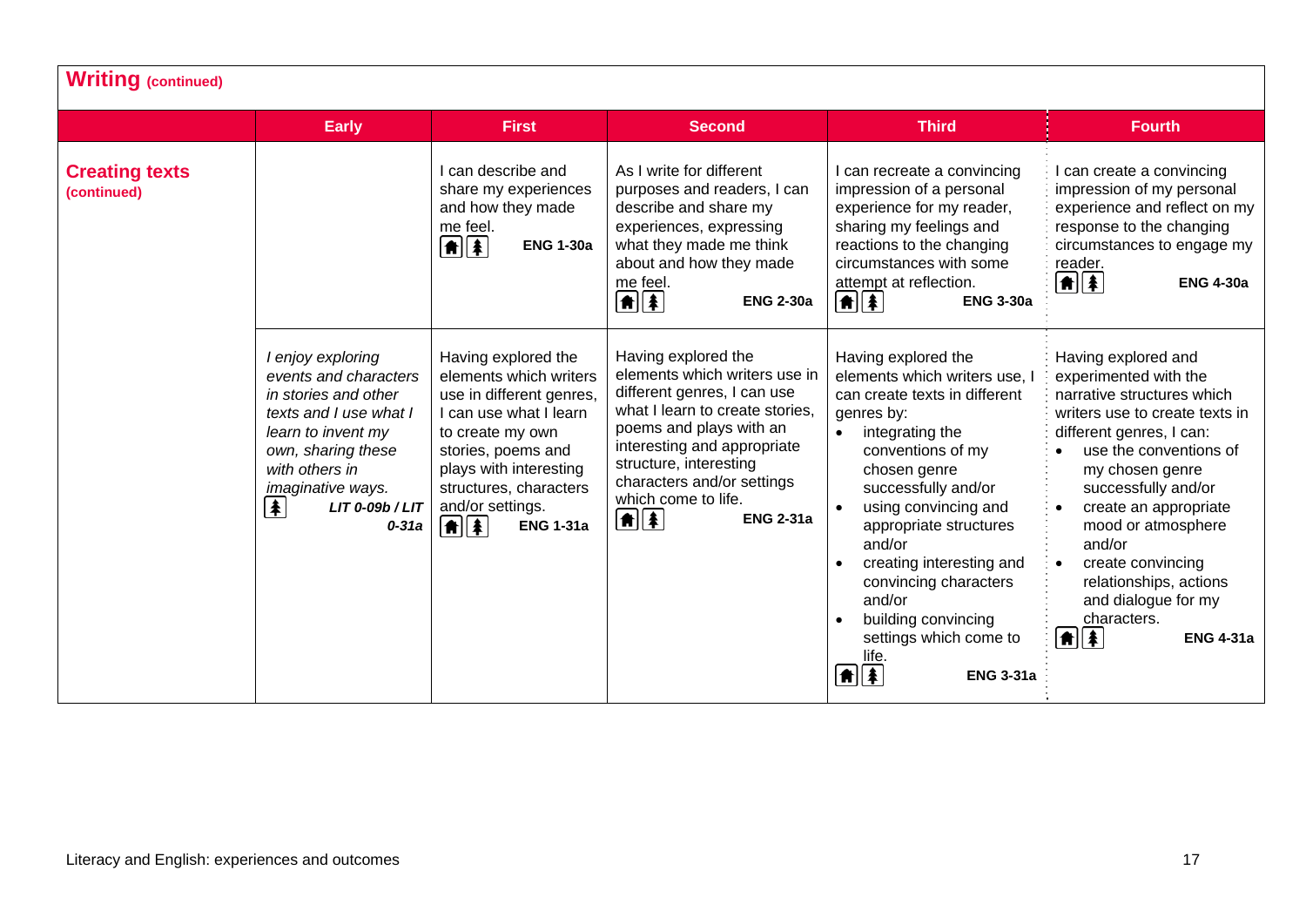## Writing (continued)

| | Early | First | Second | Third | Fourth |
|---|---|---|---|---|---|
| **Creating texts** (continued) | | I can describe and share my experiences and how they made me feel. **ENG 1-30a** | As I write for different purposes and readers, I can describe and share my experiences, expressing what they made me think about and how they made me feel. **ENG 2-30a** | I can recreate a convincing impression of a personal experience for my reader, sharing my feelings and reactions to the changing circumstances with some attempt at reflection. **ENG 3-30a** | I can create a convincing impression of my personal experience and reflect on my response to the changing circumstances to engage my reader. **ENG 4-30a** |
| | *I enjoy exploring events and characters in stories and other texts and I use what I learn to invent my own, sharing these with others in imaginative ways.* ***LIT 0-09b / LIT 0-31a*** | Having explored the elements which writers use in different genres, I can use what I learn to create my own stories, poems and plays with interesting structures, characters and/or settings. **ENG 1-31a** | Having explored the elements which writers use in different genres, I can use what I learn to create stories, poems and plays with an interesting and appropriate structure, interesting characters and/or settings which come to life. **ENG 2-31a** | Having explored the elements which writers use, I can create texts in different genres by:<br>• integrating the conventions of my chosen genre successfully and/or<br>• using convincing and appropriate structures and/or<br>• creating interesting and convincing characters and/or<br>• building convincing settings which come to life. **ENG 3-31a** | Having explored and experimented with the narrative structures which writers use to create texts in different genres, I can:<br>• use the conventions of my chosen genre successfully and/or<br>• create an appropriate mood or atmosphere and/or<br>• create convincing relationships, actions and dialogue for my characters. **ENG 4-31a** |